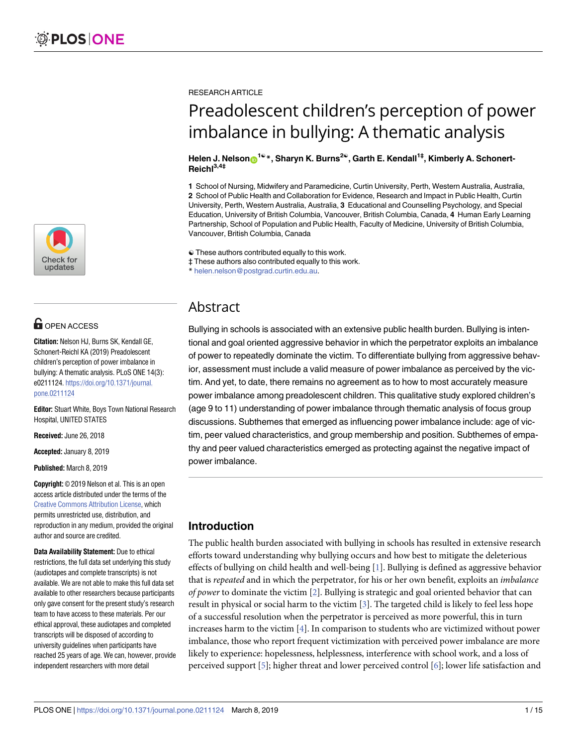RESEARCH ARTICLE

# Preadolescent children's perception of power imbalance in bullying: A thematic analysis

**Helen J. Nelson[1☯*], Sharyn K. Burns[2☯], Garth E. Kendall[1‡], Kimberly A. Schonert-Reichl[3,4‡]**

**1** School of Nursing, Midwifery and Paramedicine, Curtin University, Perth, Western Australia, Australia, **2** School of Public Health and Collaboration for Evidence, Research and Impact in Public Health, Curtin University, Perth, Western Australia, Australia, **3** Educational and Counselling Psychology, and Special Education, University of British Columbia, Vancouver, British Columbia, Canada, **4** Human Early Learning Partnership, School of Population and Public Health, Faculty of Medicine, University of British Columbia, Vancouver, British Columbia, Canada

☯ These authors contributed equally to this work.
‡ These authors also contributed equally to this work.
* helen.nelson@postgrad.curtin.edu.au.

OPEN ACCESS

**Citation:** Nelson HJ, Burns SK, Kendall GE, Schonert-Reichl KA (2019) Preadolescent children's perception of power imbalance in bullying: A thematic analysis. PLoS ONE 14(3): e0211124. https://doi.org/10.1371/journal.pone.0211124

**Editor:** Stuart White, Boys Town National Research Hospital, UNITED STATES

**Received:** June 26, 2018

**Accepted:** January 8, 2019

**Published:** March 8, 2019

**Copyright:** © 2019 Nelson et al. This is an open access article distributed under the terms of the Creative Commons Attribution License, which permits unrestricted use, distribution, and reproduction in any medium, provided the original author and source are credited.

**Data Availability Statement:** Due to ethical restrictions, the full data set underlying this study (audiotapes and complete transcripts) is not available. We are not able to make this full data set available to other researchers because participants only gave consent for the present study's research team to have access to these materials. Per our ethical approval, these audiotapes and completed transcripts will be disposed of according to university guidelines when participants have reached 25 years of age. We can, however, provide independent researchers with more detail

## Abstract

Bullying in schools is associated with an extensive public health burden. Bullying is intentional and goal oriented aggressive behavior in which the perpetrator exploits an imbalance of power to repeatedly dominate the victim. To differentiate bullying from aggressive behavior, assessment must include a valid measure of power imbalance as perceived by the victim. And yet, to date, there remains no agreement as to how to most accurately measure power imbalance among preadolescent children. This qualitative study explored children's (age 9 to 11) understanding of power imbalance through thematic analysis of focus group discussions. Subthemes that emerged as influencing power imbalance include: age of victim, peer valued characteristics, and group membership and position. Subthemes of empathy and peer valued characteristics emerged as protecting against the negative impact of power imbalance.

## Introduction

The public health burden associated with bullying in schools has resulted in extensive research efforts toward understanding why bullying occurs and how best to mitigate the deleterious effects of bullying on child health and well-being [1]. Bullying is defined as aggressive behavior that is *repeated* and in which the perpetrator, for his or her own benefit, exploits an *imbalance of power* to dominate the victim [2]. Bullying is strategic and goal oriented behavior that can result in physical or social harm to the victim [3]. The targeted child is likely to feel less hope of a successful resolution when the perpetrator is perceived as more powerful, this in turn increases harm to the victim [4]. In comparison to students who are victimized without power imbalance, those who report frequent victimization with perceived power imbalance are more likely to experience: hopelessness, helplessness, interference with school work, and a loss of perceived support [5]; higher threat and lower perceived control [6]; lower life satisfaction and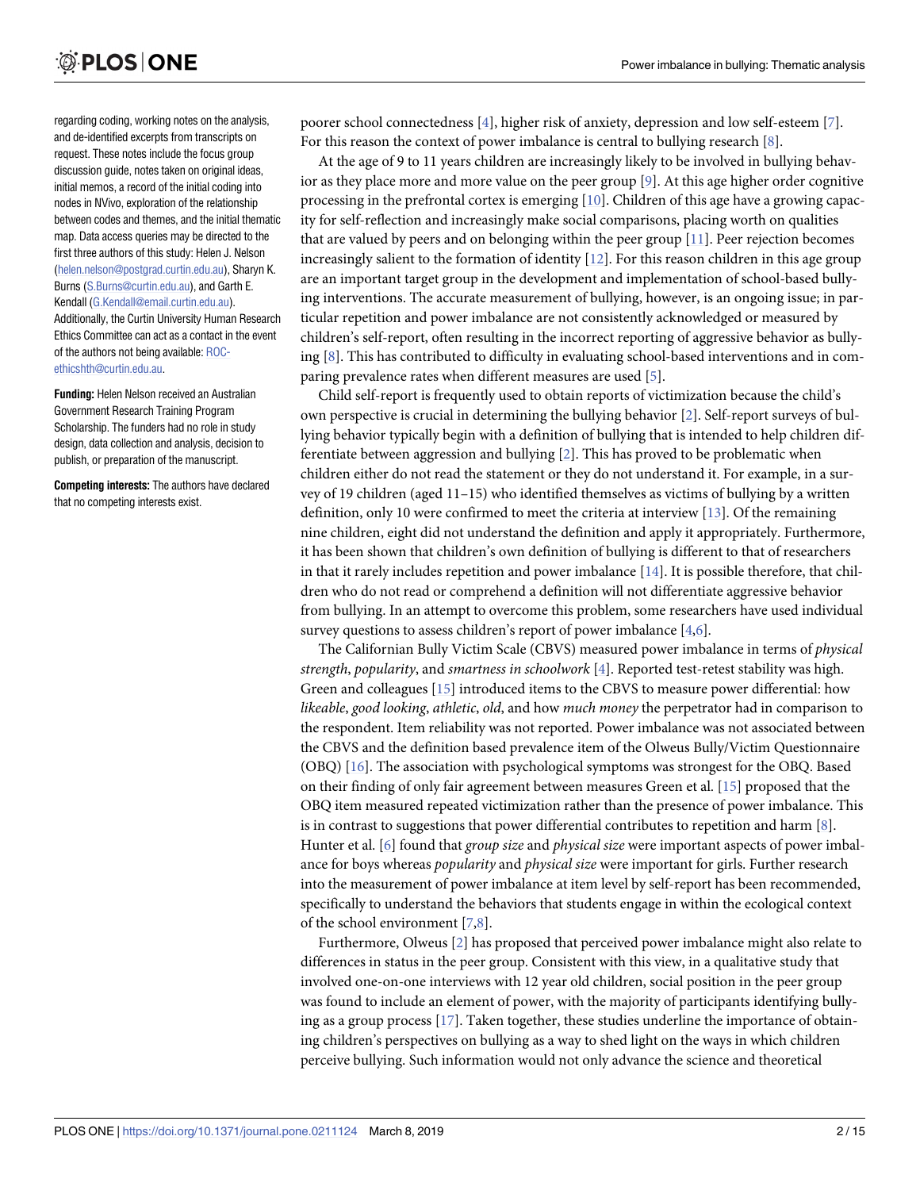regarding coding, working notes on the analysis, and de-identified excerpts from transcripts on request. These notes include the focus group discussion guide, notes taken on original ideas, initial memos, a record of the initial coding into nodes in NVivo, exploration of the relationship between codes and themes, and the initial thematic map. Data access queries may be directed to the first three authors of this study: Helen J. Nelson (helen.nelson@postgrad.curtin.edu.au), Sharyn K. Burns (S.Burns@curtin.edu.au), and Garth E. Kendall (G.Kendall@email.curtin.edu.au). Additionally, the Curtin University Human Research Ethics Committee can act as a contact in the event of the authors not being available: ROC-ethicshth@curtin.edu.au.

**Funding:** Helen Nelson received an Australian Government Research Training Program Scholarship. The funders had no role in study design, data collection and analysis, decision to publish, or preparation of the manuscript.

**Competing interests:** The authors have declared that no competing interests exist.

poorer school connectedness [4], higher risk of anxiety, depression and low self-esteem [7]. For this reason the context of power imbalance is central to bullying research [8].

At the age of 9 to 11 years children are increasingly likely to be involved in bullying behavior as they place more and more value on the peer group [9]. At this age higher order cognitive processing in the prefrontal cortex is emerging [10]. Children of this age have a growing capacity for self-reflection and increasingly make social comparisons, placing worth on qualities that are valued by peers and on belonging within the peer group [11]. Peer rejection becomes increasingly salient to the formation of identity [12]. For this reason children in this age group are an important target group in the development and implementation of school-based bullying interventions. The accurate measurement of bullying, however, is an ongoing issue; in particular repetition and power imbalance are not consistently acknowledged or measured by children's self-report, often resulting in the incorrect reporting of aggressive behavior as bullying [8]. This has contributed to difficulty in evaluating school-based interventions and in comparing prevalence rates when different measures are used [5].

Child self-report is frequently used to obtain reports of victimization because the child's own perspective is crucial in determining the bullying behavior [2]. Self-report surveys of bullying behavior typically begin with a definition of bullying that is intended to help children differentiate between aggression and bullying [2]. This has proved to be problematic when children either do not read the statement or they do not understand it. For example, in a survey of 19 children (aged 11–15) who identified themselves as victims of bullying by a written definition, only 10 were confirmed to meet the criteria at interview [13]. Of the remaining nine children, eight did not understand the definition and apply it appropriately. Furthermore, it has been shown that children's own definition of bullying is different to that of researchers in that it rarely includes repetition and power imbalance [14]. It is possible therefore, that children who do not read or comprehend a definition will not differentiate aggressive behavior from bullying. In an attempt to overcome this problem, some researchers have used individual survey questions to assess children's report of power imbalance [4,6].

The Californian Bully Victim Scale (CBVS) measured power imbalance in terms of *physical strength*, *popularity*, and *smartness in schoolwork* [4]. Reported test-retest stability was high. Green and colleagues [15] introduced items to the CBVS to measure power differential: how *likeable*, *good looking*, *athletic*, *old*, and how *much money* the perpetrator had in comparison to the respondent. Item reliability was not reported. Power imbalance was not associated between the CBVS and the definition based prevalence item of the Olweus Bully/Victim Questionnaire (OBQ) [16]. The association with psychological symptoms was strongest for the OBQ. Based on their finding of only fair agreement between measures Green et al. [15] proposed that the OBQ item measured repeated victimization rather than the presence of power imbalance. This is in contrast to suggestions that power differential contributes to repetition and harm [8]. Hunter et al. [6] found that *group size* and *physical size* were important aspects of power imbalance for boys whereas *popularity* and *physical size* were important for girls. Further research into the measurement of power imbalance at item level by self-report has been recommended, specifically to understand the behaviors that students engage in within the ecological context of the school environment [7,8].

Furthermore, Olweus [2] has proposed that perceived power imbalance might also relate to differences in status in the peer group. Consistent with this view, in a qualitative study that involved one-on-one interviews with 12 year old children, social position in the peer group was found to include an element of power, with the majority of participants identifying bullying as a group process [17]. Taken together, these studies underline the importance of obtaining children's perspectives on bullying as a way to shed light on the ways in which children perceive bullying. Such information would not only advance the science and theoretical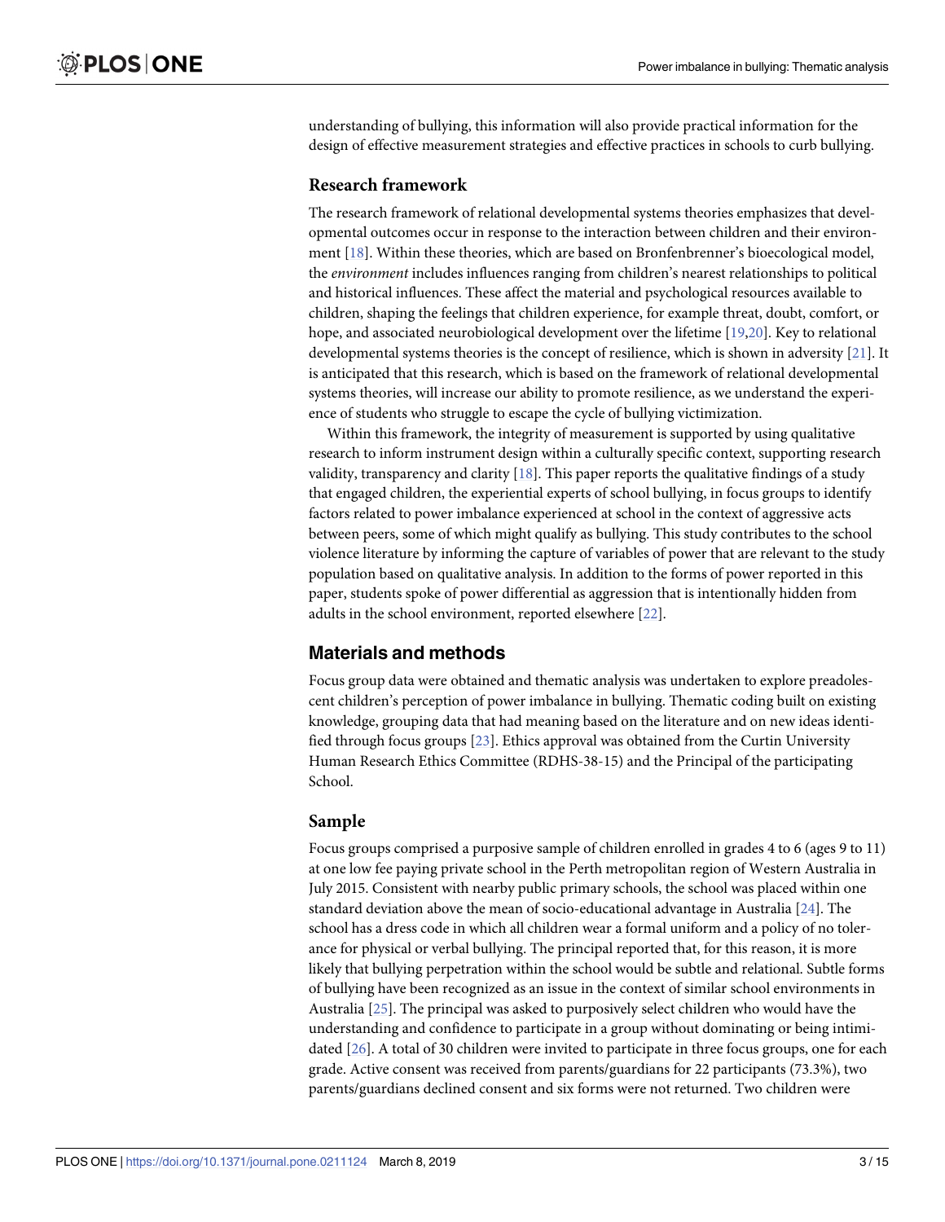understanding of bullying, this information will also provide practical information for the design of effective measurement strategies and effective practices in schools to curb bullying.

### Research framework

The research framework of relational developmental systems theories emphasizes that developmental outcomes occur in response to the interaction between children and their environment [18]. Within these theories, which are based on Bronfenbrenner's bioecological model, the *environment* includes influences ranging from children's nearest relationships to political and historical influences. These affect the material and psychological resources available to children, shaping the feelings that children experience, for example threat, doubt, comfort, or hope, and associated neurobiological development over the lifetime [19,20]. Key to relational developmental systems theories is the concept of resilience, which is shown in adversity [21]. It is anticipated that this research, which is based on the framework of relational developmental systems theories, will increase our ability to promote resilience, as we understand the experience of students who struggle to escape the cycle of bullying victimization.

Within this framework, the integrity of measurement is supported by using qualitative research to inform instrument design within a culturally specific context, supporting research validity, transparency and clarity [18]. This paper reports the qualitative findings of a study that engaged children, the experiential experts of school bullying, in focus groups to identify factors related to power imbalance experienced at school in the context of aggressive acts between peers, some of which might qualify as bullying. This study contributes to the school violence literature by informing the capture of variables of power that are relevant to the study population based on qualitative analysis. In addition to the forms of power reported in this paper, students spoke of power differential as aggression that is intentionally hidden from adults in the school environment, reported elsewhere [22].

## Materials and methods

Focus group data were obtained and thematic analysis was undertaken to explore preadolescent children's perception of power imbalance in bullying. Thematic coding built on existing knowledge, grouping data that had meaning based on the literature and on new ideas identified through focus groups [23]. Ethics approval was obtained from the Curtin University Human Research Ethics Committee (RDHS-38-15) and the Principal of the participating School.

### Sample

Focus groups comprised a purposive sample of children enrolled in grades 4 to 6 (ages 9 to 11) at one low fee paying private school in the Perth metropolitan region of Western Australia in July 2015. Consistent with nearby public primary schools, the school was placed within one standard deviation above the mean of socio-educational advantage in Australia [24]. The school has a dress code in which all children wear a formal uniform and a policy of no tolerance for physical or verbal bullying. The principal reported that, for this reason, it is more likely that bullying perpetration within the school would be subtle and relational. Subtle forms of bullying have been recognized as an issue in the context of similar school environments in Australia [25]. The principal was asked to purposively select children who would have the understanding and confidence to participate in a group without dominating or being intimidated [26]. A total of 30 children were invited to participate in three focus groups, one for each grade. Active consent was received from parents/guardians for 22 participants (73.3%), two parents/guardians declined consent and six forms were not returned. Two children were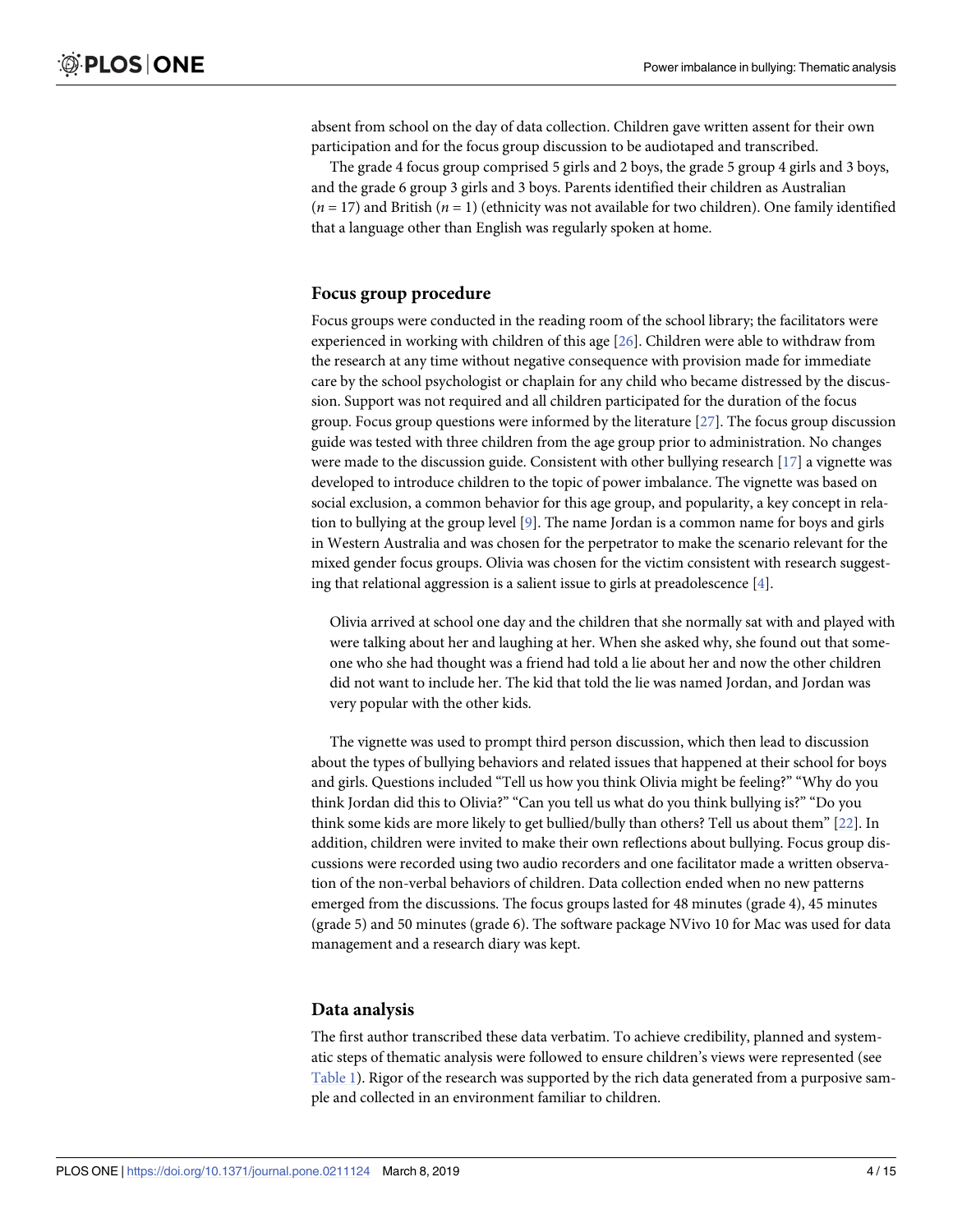absent from school on the day of data collection. Children gave written assent for their own participation and for the focus group discussion to be audiotaped and transcribed.

The grade 4 focus group comprised 5 girls and 2 boys, the grade 5 group 4 girls and 3 boys, and the grade 6 group 3 girls and 3 boys. Parents identified their children as Australian ($n = 17$) and British ($n = 1$) (ethnicity was not available for two children). One family identified that a language other than English was regularly spoken at home.

## Focus group procedure

Focus groups were conducted in the reading room of the school library; the facilitators were experienced in working with children of this age [26]. Children were able to withdraw from the research at any time without negative consequence with provision made for immediate care by the school psychologist or chaplain for any child who became distressed by the discussion. Support was not required and all children participated for the duration of the focus group. Focus group questions were informed by the literature [27]. The focus group discussion guide was tested with three children from the age group prior to administration. No changes were made to the discussion guide. Consistent with other bullying research [17] a vignette was developed to introduce children to the topic of power imbalance. The vignette was based on social exclusion, a common behavior for this age group, and popularity, a key concept in relation to bullying at the group level [9]. The name Jordan is a common name for boys and girls in Western Australia and was chosen for the perpetrator to make the scenario relevant for the mixed gender focus groups. Olivia was chosen for the victim consistent with research suggesting that relational aggression is a salient issue to girls at preadolescence [4].

> Olivia arrived at school one day and the children that she normally sat with and played with were talking about her and laughing at her. When she asked why, she found out that someone who she had thought was a friend had told a lie about her and now the other children did not want to include her. The kid that told the lie was named Jordan, and Jordan was very popular with the other kids.

The vignette was used to prompt third person discussion, which then lead to discussion about the types of bullying behaviors and related issues that happened at their school for boys and girls. Questions included "Tell us how you think Olivia might be feeling?" "Why do you think Jordan did this to Olivia?" "Can you tell us what do you think bullying is?" "Do you think some kids are more likely to get bullied/bully than others? Tell us about them" [22]. In addition, children were invited to make their own reflections about bullying. Focus group discussions were recorded using two audio recorders and one facilitator made a written observation of the non-verbal behaviors of children. Data collection ended when no new patterns emerged from the discussions. The focus groups lasted for 48 minutes (grade 4), 45 minutes (grade 5) and 50 minutes (grade 6). The software package NVivo 10 for Mac was used for data management and a research diary was kept.

## Data analysis

The first author transcribed these data verbatim. To achieve credibility, planned and systematic steps of thematic analysis were followed to ensure children's views were represented (see Table 1). Rigor of the research was supported by the rich data generated from a purposive sample and collected in an environment familiar to children.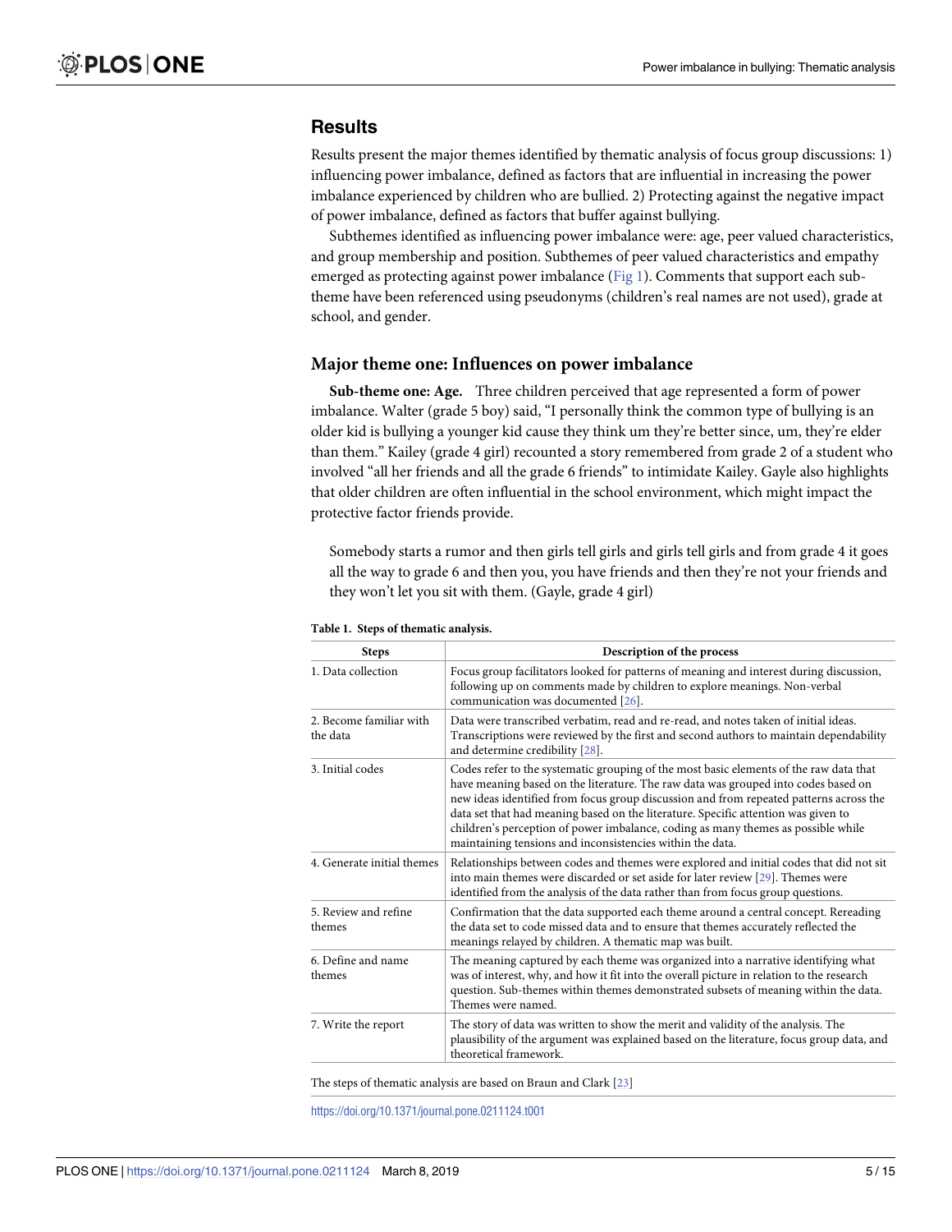## Results

Results present the major themes identified by thematic analysis of focus group discussions: 1) influencing power imbalance, defined as factors that are influential in increasing the power imbalance experienced by children who are bullied. 2) Protecting against the negative impact of power imbalance, defined as factors that buffer against bullying.

Subthemes identified as influencing power imbalance were: age, peer valued characteristics, and group membership and position. Subthemes of peer valued characteristics and empathy emerged as protecting against power imbalance (Fig 1). Comments that support each sub-theme have been referenced using pseudonyms (children's real names are not used), grade at school, and gender.

### Major theme one: Influences on power imbalance

**Sub-theme one: Age.** Three children perceived that age represented a form of power imbalance. Walter (grade 5 boy) said, "I personally think the common type of bullying is an older kid is bullying a younger kid cause they think um they're better since, um, they're elder than them." Kailey (grade 4 girl) recounted a story remembered from grade 2 of a student who involved "all her friends and all the grade 6 friends" to intimidate Kailey. Gayle also highlights that older children are often influential in the school environment, which might impact the protective factor friends provide.

> Somebody starts a rumor and then girls tell girls and girls tell girls and from grade 4 it goes all the way to grade 6 and then you, you have friends and then they're not your friends and they won't let you sit with them. (Gayle, grade 4 girl)

**Table 1. Steps of thematic analysis.**

| Steps | Description of the process |
|---|---|
| 1. Data collection | Focus group facilitators looked for patterns of meaning and interest during discussion, following up on comments made by children to explore meanings. Non-verbal communication was documented [26]. |
| 2. Become familiar with the data | Data were transcribed verbatim, read and re-read, and notes taken of initial ideas. Transcriptions were reviewed by the first and second authors to maintain dependability and determine credibility [28]. |
| 3. Initial codes | Codes refer to the systematic grouping of the most basic elements of the raw data that have meaning based on the literature. The raw data was grouped into codes based on new ideas identified from focus group discussion and from repeated patterns across the data set that had meaning based on the literature. Specific attention was given to children's perception of power imbalance, coding as many themes as possible while maintaining tensions and inconsistencies within the data. |
| 4. Generate initial themes | Relationships between codes and themes were explored and initial codes that did not sit into main themes were discarded or set aside for later review [29]. Themes were identified from the analysis of the data rather than from focus group questions. |
| 5. Review and refine themes | Confirmation that the data supported each theme around a central concept. Rereading the data set to code missed data and to ensure that themes accurately reflected the meanings relayed by children. A thematic map was built. |
| 6. Define and name themes | The meaning captured by each theme was organized into a narrative identifying what was of interest, why, and how it fit into the overall picture in relation to the research question. Sub-themes within themes demonstrated subsets of meaning within the data. Themes were named. |
| 7. Write the report | The story of data was written to show the merit and validity of the analysis. The plausibility of the argument was explained based on the literature, focus group data, and theoretical framework. |

The steps of thematic analysis are based on Braun and Clark [23]

https://doi.org/10.1371/journal.pone.0211124.t001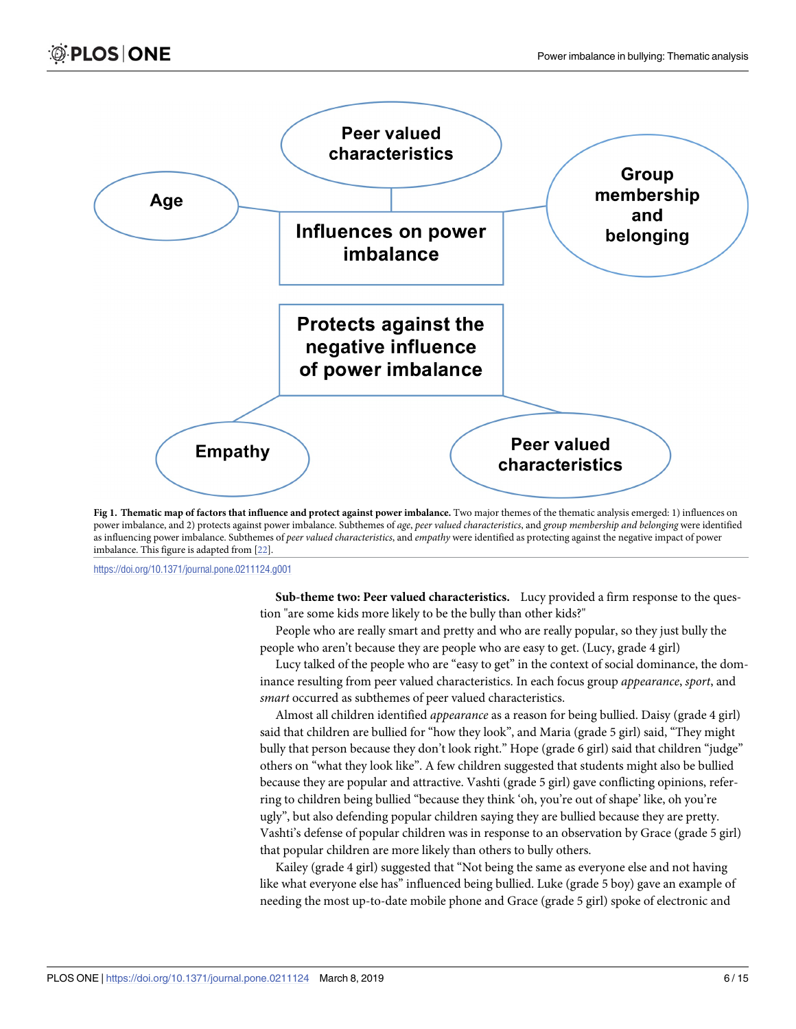Fig 1. **Thematic map of factors that influence and protect against power imbalance.** Two major themes of the thematic analysis emerged: 1) influences on power imbalance, and 2) protects against power imbalance. Subthemes of *age*, *peer valued characteristics*, and *group membership and belonging* were identified as influencing power imbalance. Subthemes of *peer valued characteristics*, and *empathy* were identified as protecting against the negative impact of power imbalance. This figure is adapted from [22].

https://doi.org/10.1371/journal.pone.0211124.g001

**Sub-theme two: Peer valued characteristics.** Lucy provided a firm response to the question "are some kids more likely to be the bully than other kids?"

People who are really smart and pretty and who are really popular, so they just bully the people who aren't because they are people who are easy to get. (Lucy, grade 4 girl)

Lucy talked of the people who are "easy to get" in the context of social dominance, the dominance resulting from peer valued characteristics. In each focus group *appearance*, *sport*, and *smart* occurred as subthemes of peer valued characteristics.

Almost all children identified *appearance* as a reason for being bullied. Daisy (grade 4 girl) said that children are bullied for "how they look", and Maria (grade 5 girl) said, "They might bully that person because they don't look right." Hope (grade 6 girl) said that children "judge" others on "what they look like". A few children suggested that students might also be bullied because they are popular and attractive. Vashti (grade 5 girl) gave conflicting opinions, referring to children being bullied "because they think 'oh, you're out of shape' like, oh you're ugly", but also defending popular children saying they are bullied because they are pretty. Vashti's defense of popular children was in response to an observation by Grace (grade 5 girl) that popular children are more likely than others to bully others.

Kailey (grade 4 girl) suggested that "Not being the same as everyone else and not having like what everyone else has" influenced being bullied. Luke (grade 5 boy) gave an example of needing the most up-to-date mobile phone and Grace (grade 5 girl) spoke of electronic and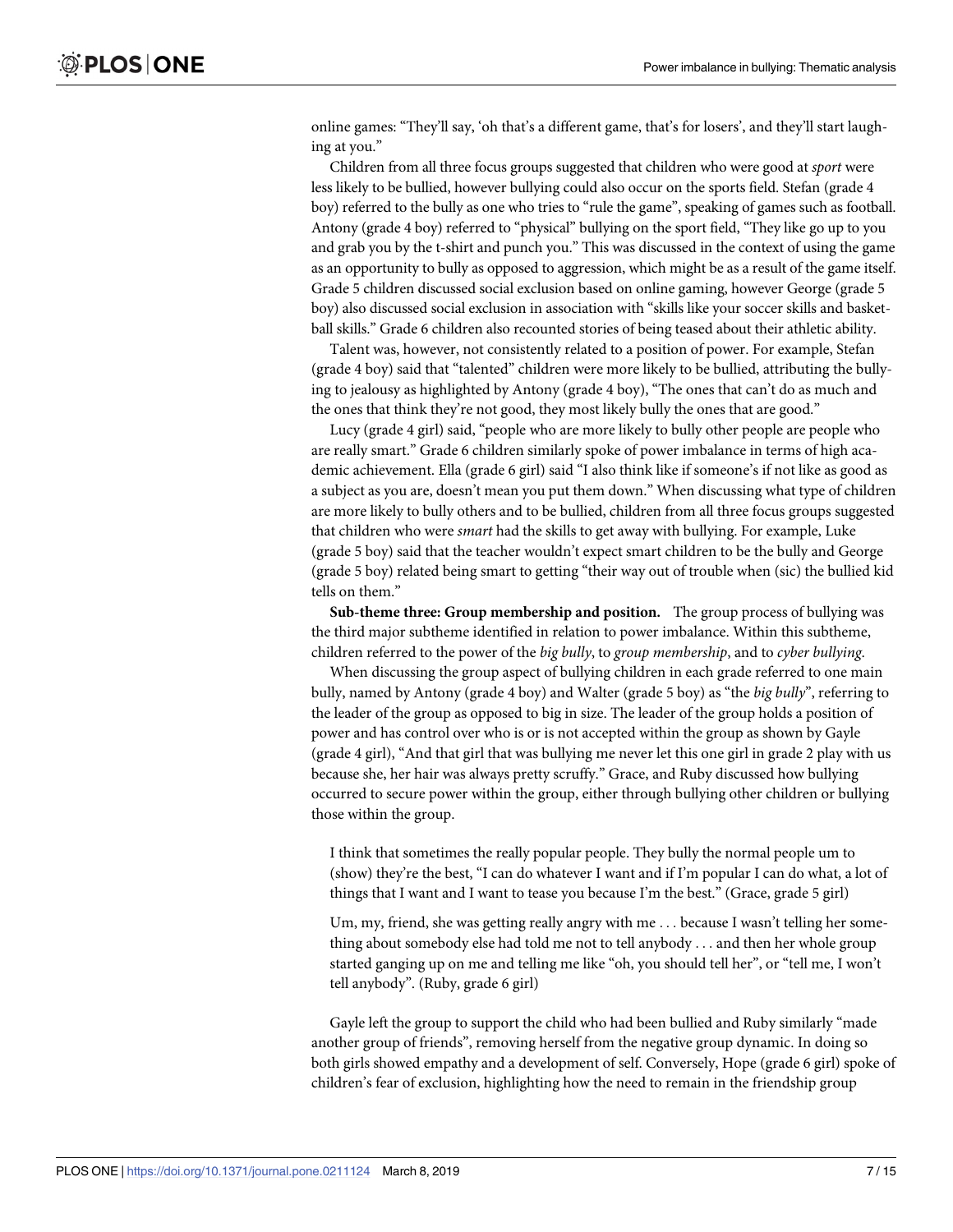online games: "They'll say, 'oh that's a different game, that's for losers', and they'll start laughing at you."

Children from all three focus groups suggested that children who were good at *sport* were less likely to be bullied, however bullying could also occur on the sports field. Stefan (grade 4 boy) referred to the bully as one who tries to "rule the game", speaking of games such as football. Antony (grade 4 boy) referred to "physical" bullying on the sport field, "They like go up to you and grab you by the t-shirt and punch you." This was discussed in the context of using the game as an opportunity to bully as opposed to aggression, which might be as a result of the game itself. Grade 5 children discussed social exclusion based on online gaming, however George (grade 5 boy) also discussed social exclusion in association with "skills like your soccer skills and basketball skills." Grade 6 children also recounted stories of being teased about their athletic ability.

Talent was, however, not consistently related to a position of power. For example, Stefan (grade 4 boy) said that "talented" children were more likely to be bullied, attributing the bullying to jealousy as highlighted by Antony (grade 4 boy), "The ones that can't do as much and the ones that think they're not good, they most likely bully the ones that are good."

Lucy (grade 4 girl) said, "people who are more likely to bully other people are people who are really smart." Grade 6 children similarly spoke of power imbalance in terms of high academic achievement. Ella (grade 6 girl) said "I also think like if someone's if not like as good as a subject as you are, doesn't mean you put them down." When discussing what type of children are more likely to bully others and to be bullied, children from all three focus groups suggested that children who were *smart* had the skills to get away with bullying. For example, Luke (grade 5 boy) said that the teacher wouldn't expect smart children to be the bully and George (grade 5 boy) related being smart to getting "their way out of trouble when (sic) the bullied kid tells on them."

**Sub-theme three: Group membership and position.** The group process of bullying was the third major subtheme identified in relation to power imbalance. Within this subtheme, children referred to the power of the *big bully*, to *group membership*, and to *cyber bullying*.

When discussing the group aspect of bullying children in each grade referred to one main bully, named by Antony (grade 4 boy) and Walter (grade 5 boy) as "the *big bully*", referring to the leader of the group as opposed to big in size. The leader of the group holds a position of power and has control over who is or is not accepted within the group as shown by Gayle (grade 4 girl), "And that girl that was bullying me never let this one girl in grade 2 play with us because she, her hair was always pretty scruffy." Grace, and Ruby discussed how bullying occurred to secure power within the group, either through bullying other children or bullying those within the group.

> I think that sometimes the really popular people. They bully the normal people um to (show) they're the best, "I can do whatever I want and if I'm popular I can do what, a lot of things that I want and I want to tease you because I'm the best." (Grace, grade 5 girl)

> Um, my, friend, she was getting really angry with me . . . because I wasn't telling her something about somebody else had told me not to tell anybody . . . and then her whole group started ganging up on me and telling me like "oh, you should tell her", or "tell me, I won't tell anybody". (Ruby, grade 6 girl)

Gayle left the group to support the child who had been bullied and Ruby similarly "made another group of friends", removing herself from the negative group dynamic. In doing so both girls showed empathy and a development of self. Conversely, Hope (grade 6 girl) spoke of children's fear of exclusion, highlighting how the need to remain in the friendship group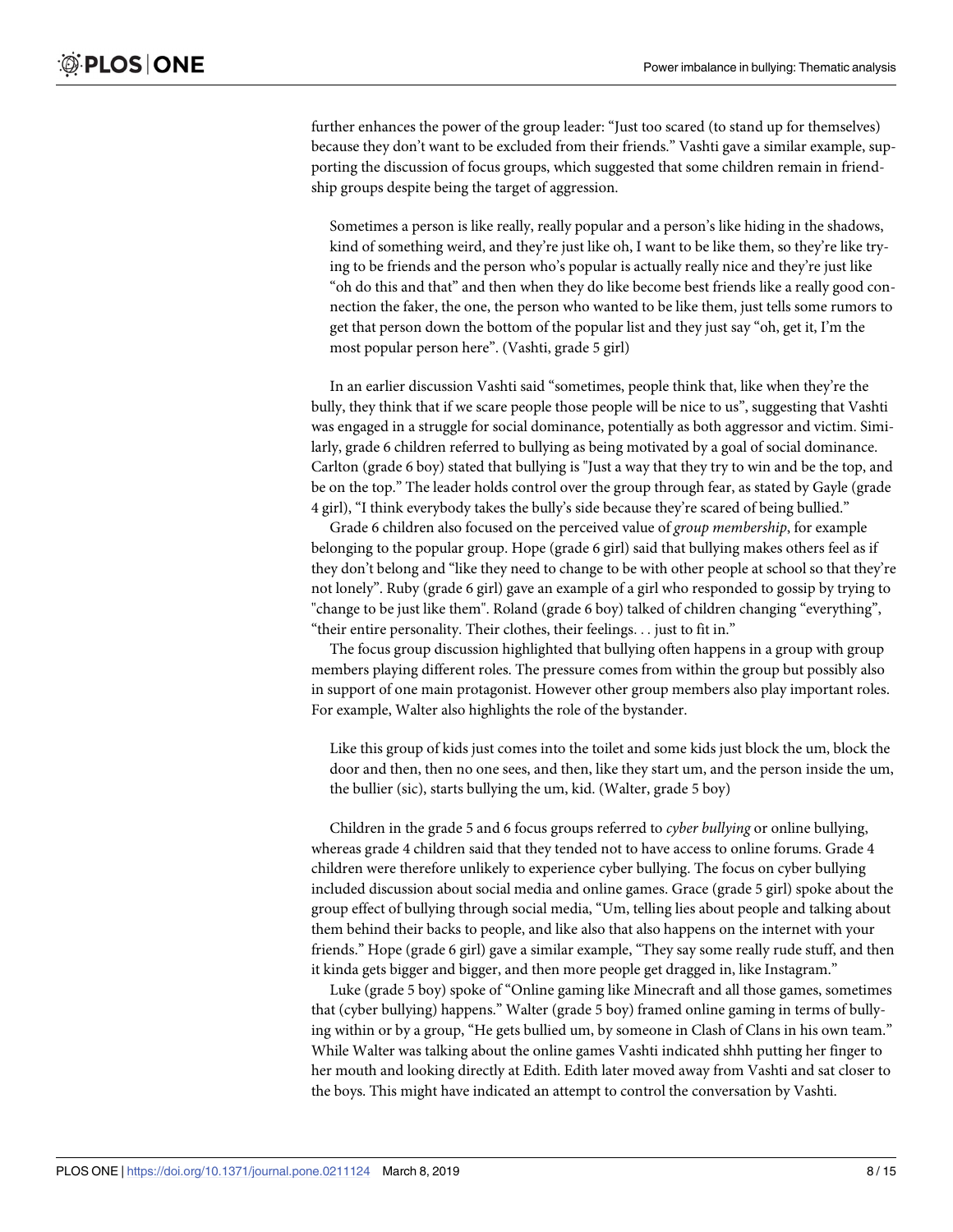further enhances the power of the group leader: "Just too scared (to stand up for themselves) because they don't want to be excluded from their friends." Vashti gave a similar example, supporting the discussion of focus groups, which suggested that some children remain in friendship groups despite being the target of aggression.

> Sometimes a person is like really, really popular and a person's like hiding in the shadows, kind of something weird, and they're just like oh, I want to be like them, so they're like trying to be friends and the person who's popular is actually really nice and they're just like "oh do this and that" and then when they do like become best friends like a really good connection the faker, the one, the person who wanted to be like them, just tells some rumors to get that person down the bottom of the popular list and they just say "oh, get it, I'm the most popular person here". (Vashti, grade 5 girl)

In an earlier discussion Vashti said "sometimes, people think that, like when they're the bully, they think that if we scare people those people will be nice to us", suggesting that Vashti was engaged in a struggle for social dominance, potentially as both aggressor and victim. Similarly, grade 6 children referred to bullying as being motivated by a goal of social dominance. Carlton (grade 6 boy) stated that bullying is "Just a way that they try to win and be the top, and be on the top." The leader holds control over the group through fear, as stated by Gayle (grade 4 girl), "I think everybody takes the bully's side because they're scared of being bullied."

Grade 6 children also focused on the perceived value of *group membership*, for example belonging to the popular group. Hope (grade 6 girl) said that bullying makes others feel as if they don't belong and "like they need to change to be with other people at school so that they're not lonely". Ruby (grade 6 girl) gave an example of a girl who responded to gossip by trying to "change to be just like them". Roland (grade 6 boy) talked of children changing "everything", "their entire personality. Their clothes, their feelings. . . just to fit in."

The focus group discussion highlighted that bullying often happens in a group with group members playing different roles. The pressure comes from within the group but possibly also in support of one main protagonist. However other group members also play important roles. For example, Walter also highlights the role of the bystander.

> Like this group of kids just comes into the toilet and some kids just block the um, block the door and then, then no one sees, and then, like they start um, and the person inside the um, the bullier (sic), starts bullying the um, kid. (Walter, grade 5 boy)

Children in the grade 5 and 6 focus groups referred to *cyber bullying* or online bullying, whereas grade 4 children said that they tended not to have access to online forums. Grade 4 children were therefore unlikely to experience cyber bullying. The focus on cyber bullying included discussion about social media and online games. Grace (grade 5 girl) spoke about the group effect of bullying through social media, "Um, telling lies about people and talking about them behind their backs to people, and like also that also happens on the internet with your friends." Hope (grade 6 girl) gave a similar example, "They say some really rude stuff, and then it kinda gets bigger and bigger, and then more people get dragged in, like Instagram."

Luke (grade 5 boy) spoke of "Online gaming like Minecraft and all those games, sometimes that (cyber bullying) happens." Walter (grade 5 boy) framed online gaming in terms of bullying within or by a group, "He gets bullied um, by someone in Clash of Clans in his own team." While Walter was talking about the online games Vashti indicated shhh putting her finger to her mouth and looking directly at Edith. Edith later moved away from Vashti and sat closer to the boys. This might have indicated an attempt to control the conversation by Vashti.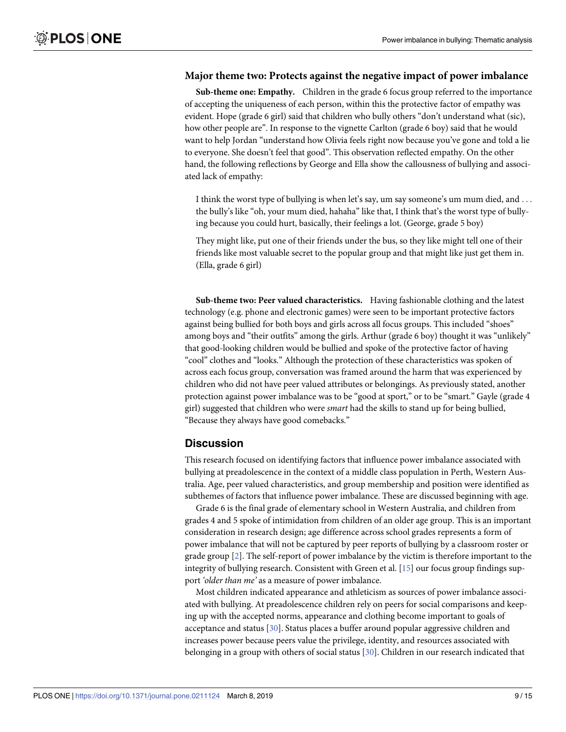### Major theme two: Protects against the negative impact of power imbalance

**Sub-theme one: Empathy.** Children in the grade 6 focus group referred to the importance of accepting the uniqueness of each person, within this the protective factor of empathy was evident. Hope (grade 6 girl) said that children who bully others "don't understand what (sic), how other people are". In response to the vignette Carlton (grade 6 boy) said that he would want to help Jordan "understand how Olivia feels right now because you've gone and told a lie to everyone. She doesn't feel that good". This observation reflected empathy. On the other hand, the following reflections by George and Ella show the callousness of bullying and associated lack of empathy:

> I think the worst type of bullying is when let's say, um say someone's um mum died, and . . . the bully's like "oh, your mum died, hahaha" like that, I think that's the worst type of bullying because you could hurt, basically, their feelings a lot. (George, grade 5 boy)

> They might like, put one of their friends under the bus, so they like might tell one of their friends like most valuable secret to the popular group and that might like just get them in. (Ella, grade 6 girl)

**Sub-theme two: Peer valued characteristics.** Having fashionable clothing and the latest technology (e.g. phone and electronic games) were seen to be important protective factors against being bullied for both boys and girls across all focus groups. This included "shoes" among boys and "their outfits" among the girls. Arthur (grade 6 boy) thought it was "unlikely" that good-looking children would be bullied and spoke of the protective factor of having "cool" clothes and "looks." Although the protection of these characteristics was spoken of across each focus group, conversation was framed around the harm that was experienced by children who did not have peer valued attributes or belongings. As previously stated, another protection against power imbalance was to be "good at sport," or to be "smart." Gayle (grade 4 girl) suggested that children who were *smart* had the skills to stand up for being bullied, "Because they always have good comebacks."

## Discussion

This research focused on identifying factors that influence power imbalance associated with bullying at preadolescence in the context of a middle class population in Perth, Western Australia. Age, peer valued characteristics, and group membership and position were identified as subthemes of factors that influence power imbalance. These are discussed beginning with age.

Grade 6 is the final grade of elementary school in Western Australia, and children from grades 4 and 5 spoke of intimidation from children of an older age group. This is an important consideration in research design; age difference across school grades represents a form of power imbalance that will not be captured by peer reports of bullying by a classroom roster or grade group [2]. The self-report of power imbalance by the victim is therefore important to the integrity of bullying research. Consistent with Green et al. [15] our focus group findings support *'older than me'* as a measure of power imbalance.

Most children indicated appearance and athleticism as sources of power imbalance associated with bullying. At preadolescence children rely on peers for social comparisons and keeping up with the accepted norms, appearance and clothing become important to goals of acceptance and status [30]. Status places a buffer around popular aggressive children and increases power because peers value the privilege, identity, and resources associated with belonging in a group with others of social status [30]. Children in our research indicated that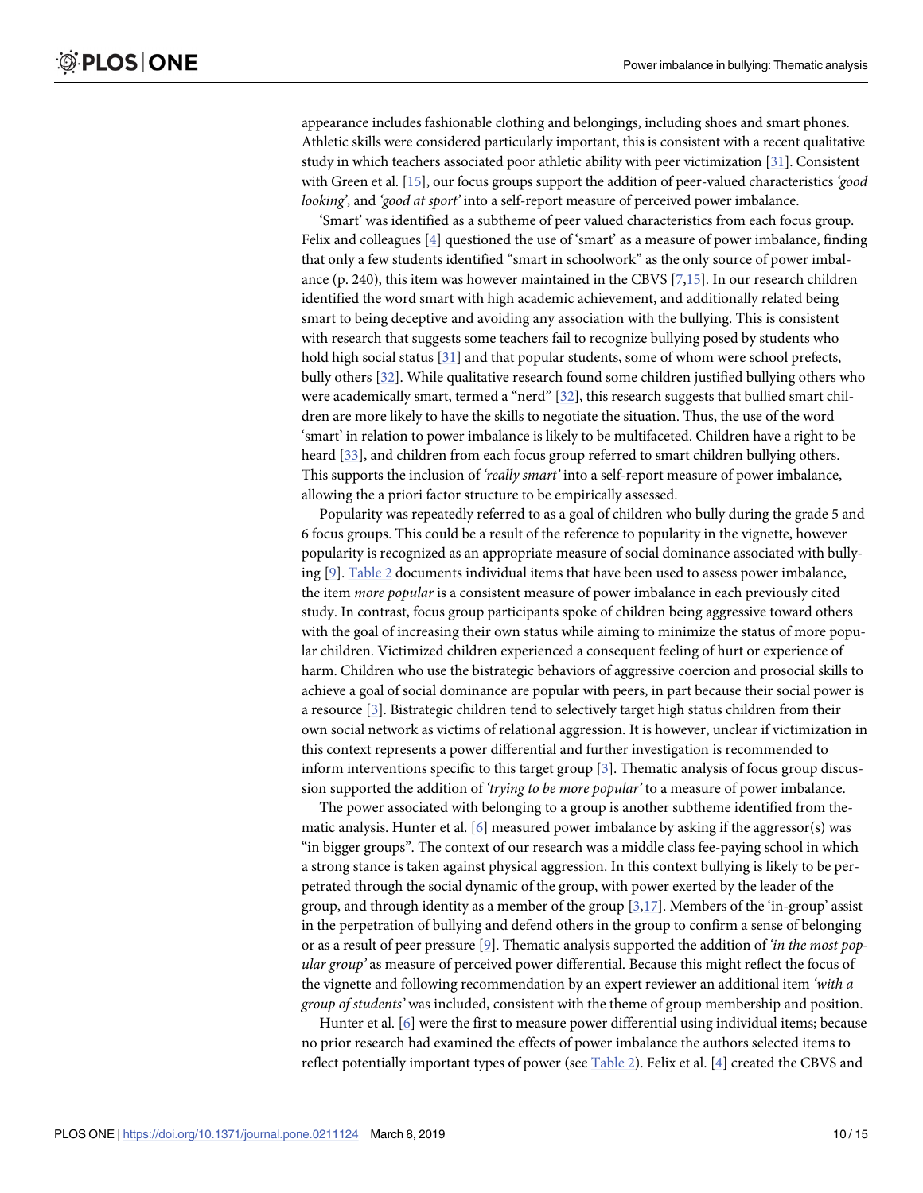appearance includes fashionable clothing and belongings, including shoes and smart phones. Athletic skills were considered particularly important, this is consistent with a recent qualitative study in which teachers associated poor athletic ability with peer victimization [31]. Consistent with Green et al. [15], our focus groups support the addition of peer-valued characteristics *'good looking'*, and *'good at sport'* into a self-report measure of perceived power imbalance.

'Smart' was identified as a subtheme of peer valued characteristics from each focus group. Felix and colleagues [4] questioned the use of 'smart' as a measure of power imbalance, finding that only a few students identified "smart in schoolwork" as the only source of power imbalance (p. 240), this item was however maintained in the CBVS [7,15]. In our research children identified the word smart with high academic achievement, and additionally related being smart to being deceptive and avoiding any association with the bullying. This is consistent with research that suggests some teachers fail to recognize bullying posed by students who hold high social status [31] and that popular students, some of whom were school prefects, bully others [32]. While qualitative research found some children justified bullying others who were academically smart, termed a "nerd" [32], this research suggests that bullied smart children are more likely to have the skills to negotiate the situation. Thus, the use of the word 'smart' in relation to power imbalance is likely to be multifaceted. Children have a right to be heard [33], and children from each focus group referred to smart children bullying others. This supports the inclusion of *'really smart'* into a self-report measure of power imbalance, allowing the a priori factor structure to be empirically assessed.

Popularity was repeatedly referred to as a goal of children who bully during the grade 5 and 6 focus groups. This could be a result of the reference to popularity in the vignette, however popularity is recognized as an appropriate measure of social dominance associated with bullying [9]. Table 2 documents individual items that have been used to assess power imbalance, the item *more popular* is a consistent measure of power imbalance in each previously cited study. In contrast, focus group participants spoke of children being aggressive toward others with the goal of increasing their own status while aiming to minimize the status of more popular children. Victimized children experienced a consequent feeling of hurt or experience of harm. Children who use the bistrategic behaviors of aggressive coercion and prosocial skills to achieve a goal of social dominance are popular with peers, in part because their social power is a resource [3]. Bistrategic children tend to selectively target high status children from their own social network as victims of relational aggression. It is however, unclear if victimization in this context represents a power differential and further investigation is recommended to inform interventions specific to this target group [3]. Thematic analysis of focus group discussion supported the addition of *'trying to be more popular'* to a measure of power imbalance.

The power associated with belonging to a group is another subtheme identified from thematic analysis. Hunter et al. [6] measured power imbalance by asking if the aggressor(s) was "in bigger groups". The context of our research was a middle class fee-paying school in which a strong stance is taken against physical aggression. In this context bullying is likely to be perpetrated through the social dynamic of the group, with power exerted by the leader of the group, and through identity as a member of the group [3,17]. Members of the 'in-group' assist in the perpetration of bullying and defend others in the group to confirm a sense of belonging or as a result of peer pressure [9]. Thematic analysis supported the addition of *'in the most popular group'* as measure of perceived power differential. Because this might reflect the focus of the vignette and following recommendation by an expert reviewer an additional item *'with a group of students'* was included, consistent with the theme of group membership and position.

Hunter et al. [6] were the first to measure power differential using individual items; because no prior research had examined the effects of power imbalance the authors selected items to reflect potentially important types of power (see Table 2). Felix et al. [4] created the CBVS and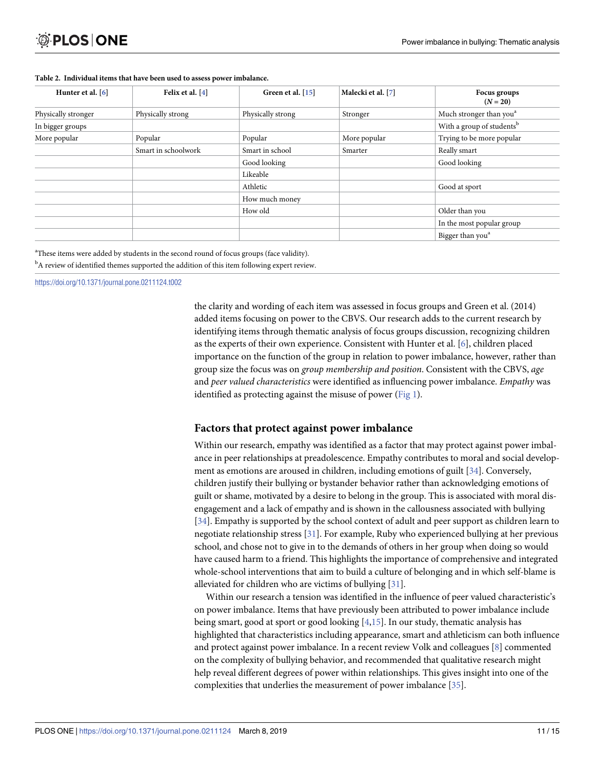**Table 2. Individual items that have been used to assess power imbalance.**

| Hunter et al. [6] | Felix et al. [4] | Green et al. [15] | Malecki et al. [7] | Focus groups ($N = 20$) |
|---|---|---|---|---|
| Physically stronger | Physically strong | Physically strong | Stronger | Much stronger than you[a] |
| In bigger groups | | | | With a group of students[b] |
| More popular | Popular | Popular | More popular | Trying to be more popular |
| | Smart in schoolwork | Smart in school | Smarter | Really smart |
| | | Good looking | | Good looking |
| | | Likeable | | |
| | | Athletic | | Good at sport |
| | | How much money | | |
| | | How old | | Older than you |
| | | | | In the most popular group |
| | | | | Bigger than you[a] |

[a]These items were added by students in the second round of focus groups (face validity).

[b]A review of identified themes supported the addition of this item following expert review.

https://doi.org/10.1371/journal.pone.0211124.t002

the clarity and wording of each item was assessed in focus groups and Green et al. (2014) added items focusing on power to the CBVS. Our research adds to the current research by identifying items through thematic analysis of focus groups discussion, recognizing children as the experts of their own experience. Consistent with Hunter et al. [6], children placed importance on the function of the group in relation to power imbalance, however, rather than group size the focus was on *group membership and position*. Consistent with the CBVS, *age* and *peer valued characteristics* were identified as influencing power imbalance. *Empathy* was identified as protecting against the misuse of power (Fig 1).

## Factors that protect against power imbalance

Within our research, empathy was identified as a factor that may protect against power imbalance in peer relationships at preadolescence. Empathy contributes to moral and social development as emotions are aroused in children, including emotions of guilt [34]. Conversely, children justify their bullying or bystander behavior rather than acknowledging emotions of guilt or shame, motivated by a desire to belong in the group. This is associated with moral disengagement and a lack of empathy and is shown in the callousness associated with bullying [34]. Empathy is supported by the school context of adult and peer support as children learn to negotiate relationship stress [31]. For example, Ruby who experienced bullying at her previous school, and chose not to give in to the demands of others in her group when doing so would have caused harm to a friend. This highlights the importance of comprehensive and integrated whole-school interventions that aim to build a culture of belonging and in which self-blame is alleviated for children who are victims of bullying [31].

Within our research a tension was identified in the influence of peer valued characteristic's on power imbalance. Items that have previously been attributed to power imbalance include being smart, good at sport or good looking [4,15]. In our study, thematic analysis has highlighted that characteristics including appearance, smart and athleticism can both influence and protect against power imbalance. In a recent review Volk and colleagues [8] commented on the complexity of bullying behavior, and recommended that qualitative research might help reveal different degrees of power within relationships. This gives insight into one of the complexities that underlies the measurement of power imbalance [35].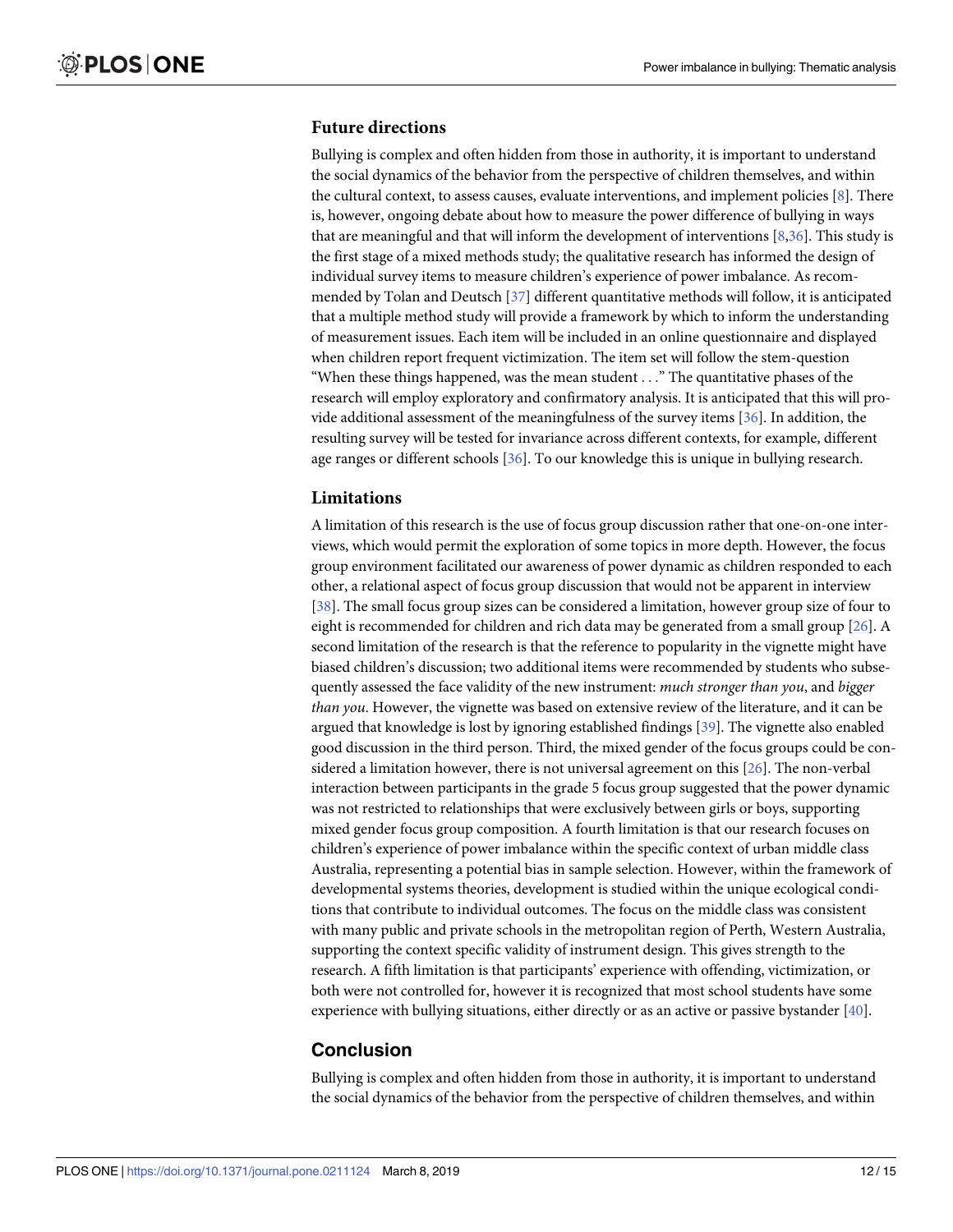### Future directions

Bullying is complex and often hidden from those in authority, it is important to understand the social dynamics of the behavior from the perspective of children themselves, and within the cultural context, to assess causes, evaluate interventions, and implement policies [8]. There is, however, ongoing debate about how to measure the power difference of bullying in ways that are meaningful and that will inform the development of interventions [8,36]. This study is the first stage of a mixed methods study; the qualitative research has informed the design of individual survey items to measure children's experience of power imbalance. As recommended by Tolan and Deutsch [37] different quantitative methods will follow, it is anticipated that a multiple method study will provide a framework by which to inform the understanding of measurement issues. Each item will be included in an online questionnaire and displayed when children report frequent victimization. The item set will follow the stem-question "When these things happened, was the mean student . . ." The quantitative phases of the research will employ exploratory and confirmatory analysis. It is anticipated that this will provide additional assessment of the meaningfulness of the survey items [36]. In addition, the resulting survey will be tested for invariance across different contexts, for example, different age ranges or different schools [36]. To our knowledge this is unique in bullying research.

### Limitations

A limitation of this research is the use of focus group discussion rather that one-on-one interviews, which would permit the exploration of some topics in more depth. However, the focus group environment facilitated our awareness of power dynamic as children responded to each other, a relational aspect of focus group discussion that would not be apparent in interview [38]. The small focus group sizes can be considered a limitation, however group size of four to eight is recommended for children and rich data may be generated from a small group [26]. A second limitation of the research is that the reference to popularity in the vignette might have biased children's discussion; two additional items were recommended by students who subsequently assessed the face validity of the new instrument: *much stronger than you*, and *bigger than you*. However, the vignette was based on extensive review of the literature, and it can be argued that knowledge is lost by ignoring established findings [39]. The vignette also enabled good discussion in the third person. Third, the mixed gender of the focus groups could be considered a limitation however, there is not universal agreement on this [26]. The non-verbal interaction between participants in the grade 5 focus group suggested that the power dynamic was not restricted to relationships that were exclusively between girls or boys, supporting mixed gender focus group composition. A fourth limitation is that our research focuses on children's experience of power imbalance within the specific context of urban middle class Australia, representing a potential bias in sample selection. However, within the framework of developmental systems theories, development is studied within the unique ecological conditions that contribute to individual outcomes. The focus on the middle class was consistent with many public and private schools in the metropolitan region of Perth, Western Australia, supporting the context specific validity of instrument design. This gives strength to the research. A fifth limitation is that participants' experience with offending, victimization, or both were not controlled for, however it is recognized that most school students have some experience with bullying situations, either directly or as an active or passive bystander [40].

## Conclusion

Bullying is complex and often hidden from those in authority, it is important to understand the social dynamics of the behavior from the perspective of children themselves, and within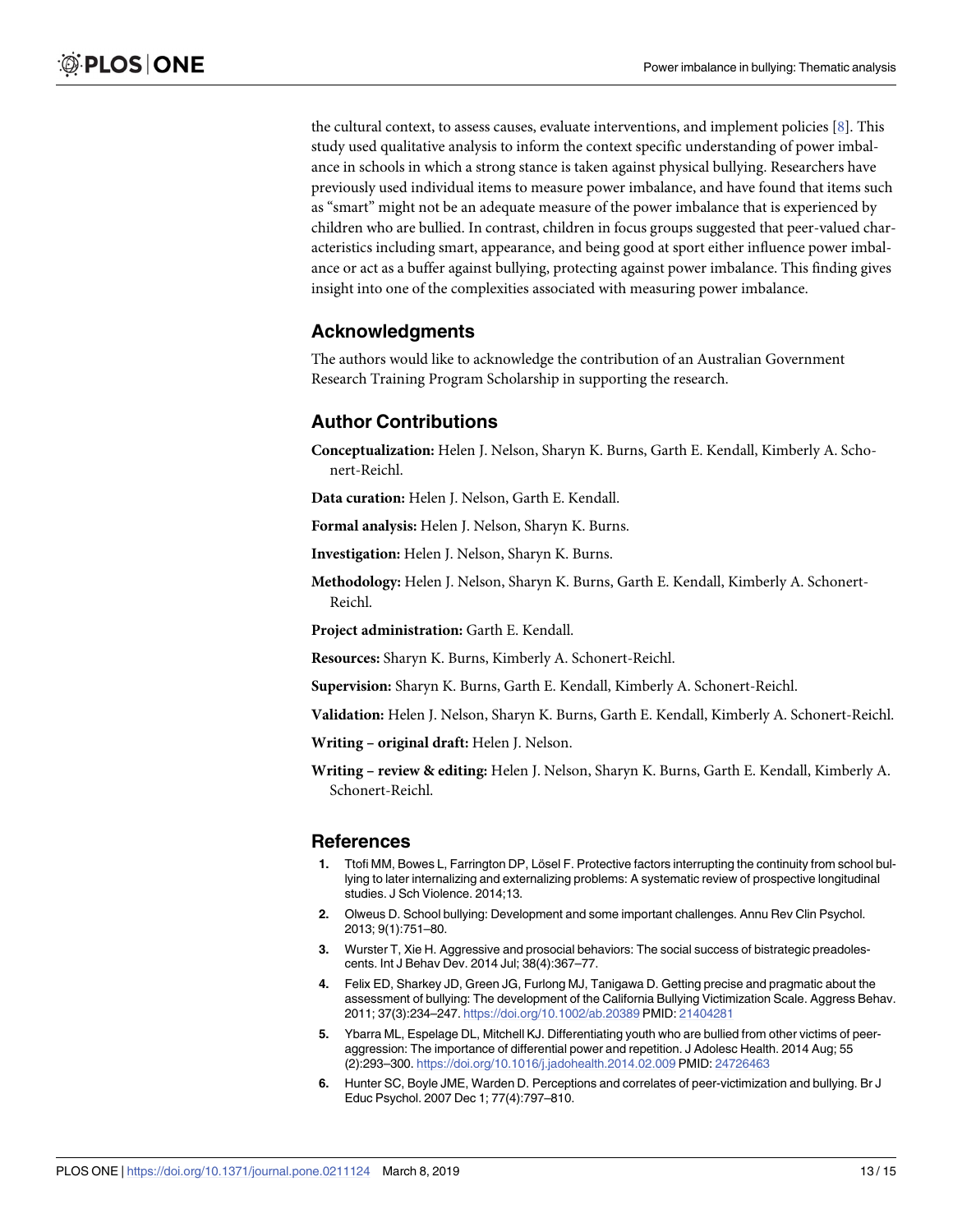the cultural context, to assess causes, evaluate interventions, and implement policies [8]. This study used qualitative analysis to inform the context specific understanding of power imbalance in schools in which a strong stance is taken against physical bullying. Researchers have previously used individual items to measure power imbalance, and have found that items such as "smart" might not be an adequate measure of the power imbalance that is experienced by children who are bullied. In contrast, children in focus groups suggested that peer-valued characteristics including smart, appearance, and being good at sport either influence power imbalance or act as a buffer against bullying, protecting against power imbalance. This finding gives insight into one of the complexities associated with measuring power imbalance.

## Acknowledgments

The authors would like to acknowledge the contribution of an Australian Government Research Training Program Scholarship in supporting the research.

## Author Contributions

**Conceptualization:** Helen J. Nelson, Sharyn K. Burns, Garth E. Kendall, Kimberly A. Schonert-Reichl.

**Data curation:** Helen J. Nelson, Garth E. Kendall.

**Formal analysis:** Helen J. Nelson, Sharyn K. Burns.

**Investigation:** Helen J. Nelson, Sharyn K. Burns.

**Methodology:** Helen J. Nelson, Sharyn K. Burns, Garth E. Kendall, Kimberly A. Schonert-Reichl.

**Project administration:** Garth E. Kendall.

**Resources:** Sharyn K. Burns, Kimberly A. Schonert-Reichl.

**Supervision:** Sharyn K. Burns, Garth E. Kendall, Kimberly A. Schonert-Reichl.

**Validation:** Helen J. Nelson, Sharyn K. Burns, Garth E. Kendall, Kimberly A. Schonert-Reichl.

**Writing – original draft:** Helen J. Nelson.

**Writing – review & editing:** Helen J. Nelson, Sharyn K. Burns, Garth E. Kendall, Kimberly A. Schonert-Reichl.

## References

1. Ttofi MM, Bowes L, Farrington DP, Lösel F. Protective factors interrupting the continuity from school bullying to later internalizing and externalizing problems: A systematic review of prospective longitudinal studies. J Sch Violence. 2014;13.
2. Olweus D. School bullying: Development and some important challenges. Annu Rev Clin Psychol. 2013; 9(1):751–80.
3. Wurster T, Xie H. Aggressive and prosocial behaviors: The social success of bistrategic preadolescents. Int J Behav Dev. 2014 Jul; 38(4):367–77.
4. Felix ED, Sharkey JD, Green JG, Furlong MJ, Tanigawa D. Getting precise and pragmatic about the assessment of bullying: The development of the California Bullying Victimization Scale. Aggress Behav. 2011; 37(3):234–247. https://doi.org/10.1002/ab.20389 PMID: 21404281
5. Ybarra ML, Espelage DL, Mitchell KJ. Differentiating youth who are bullied from other victims of peer-aggression: The importance of differential power and repetition. J Adolesc Health. 2014 Aug; 55 (2):293–300. https://doi.org/10.1016/j.jadohealth.2014.02.009 PMID: 24726463
6. Hunter SC, Boyle JME, Warden D. Perceptions and correlates of peer-victimization and bullying. Br J Educ Psychol. 2007 Dec 1; 77(4):797–810.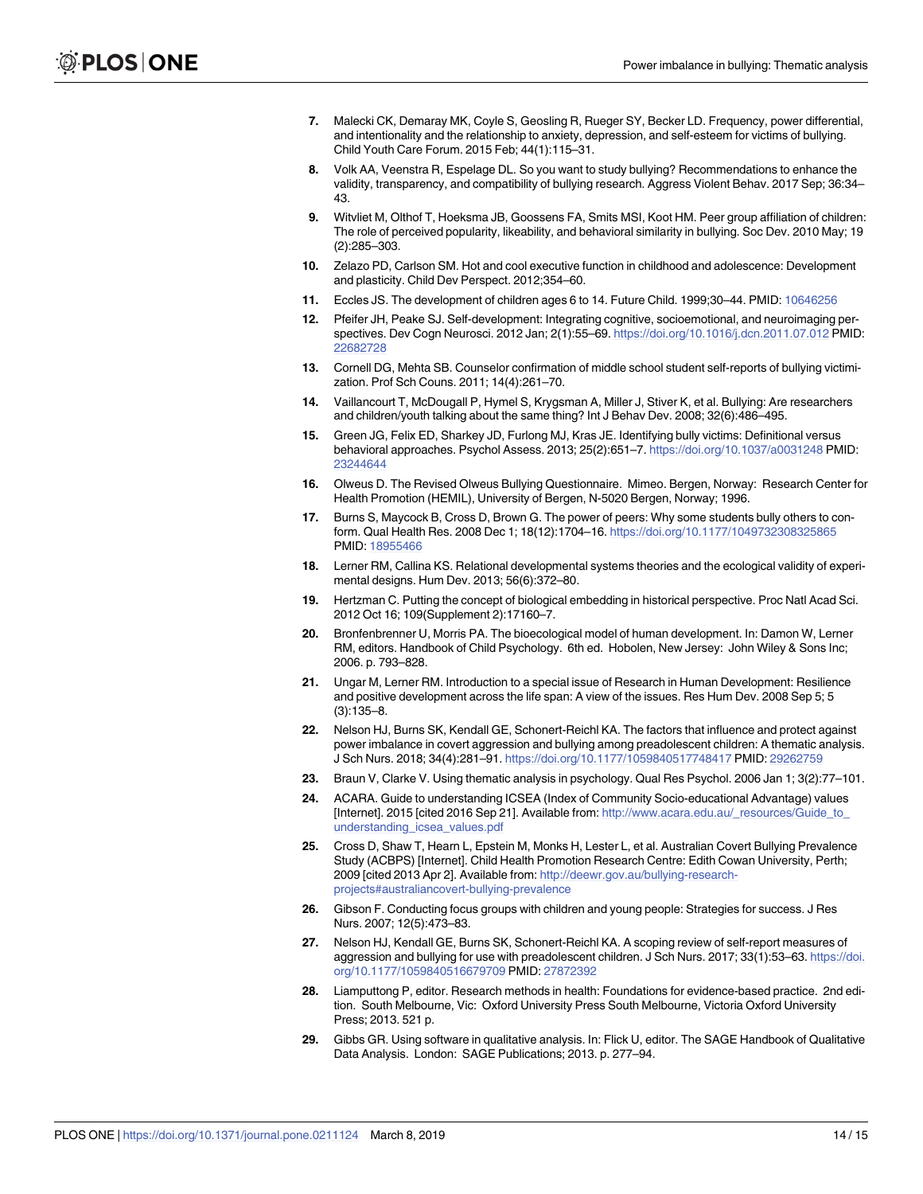7. Malecki CK, Demaray MK, Coyle S, Geosling R, Rueger SY, Becker LD. Frequency, power differential, and intentionality and the relationship to anxiety, depression, and self-esteem for victims of bullying. Child Youth Care Forum. 2015 Feb; 44(1):115–31.
8. Volk AA, Veenstra R, Espelage DL. So you want to study bullying? Recommendations to enhance the validity, transparency, and compatibility of bullying research. Aggress Violent Behav. 2017 Sep; 36:34–43.
9. Witvliet M, Olthof T, Hoeksma JB, Goossens FA, Smits MSI, Koot HM. Peer group affiliation of children: The role of perceived popularity, likeability, and behavioral similarity in bullying. Soc Dev. 2010 May; 19 (2):285–303.
10. Zelazo PD, Carlson SM. Hot and cool executive function in childhood and adolescence: Development and plasticity. Child Dev Perspect. 2012;354–60.
11. Eccles JS. The development of children ages 6 to 14. Future Child. 1999;30–44. PMID: 10646256
12. Pfeifer JH, Peake SJ. Self-development: Integrating cognitive, socioemotional, and neuroimaging perspectives. Dev Cogn Neurosci. 2012 Jan; 2(1):55–69. https://doi.org/10.1016/j.dcn.2011.07.012 PMID: 22682728
13. Cornell DG, Mehta SB. Counselor confirmation of middle school student self-reports of bullying victimization. Prof Sch Couns. 2011; 14(4):261–70.
14. Vaillancourt T, McDougall P, Hymel S, Krygsman A, Miller J, Stiver K, et al. Bullying: Are researchers and children/youth talking about the same thing? Int J Behav Dev. 2008; 32(6):486–495.
15. Green JG, Felix ED, Sharkey JD, Furlong MJ, Kras JE. Identifying bully victims: Definitional versus behavioral approaches. Psychol Assess. 2013; 25(2):651–7. https://doi.org/10.1037/a0031248 PMID: 23244644
16. Olweus D. The Revised Olweus Bullying Questionnaire. Mimeo. Bergen, Norway: Research Center for Health Promotion (HEMIL), University of Bergen, N-5020 Bergen, Norway; 1996.
17. Burns S, Maycock B, Cross D, Brown G. The power of peers: Why some students bully others to conform. Qual Health Res. 2008 Dec 1; 18(12):1704–16. https://doi.org/10.1177/1049732308325865 PMID: 18955466
18. Lerner RM, Callina KS. Relational developmental systems theories and the ecological validity of experimental designs. Hum Dev. 2013; 56(6):372–80.
19. Hertzman C. Putting the concept of biological embedding in historical perspective. Proc Natl Acad Sci. 2012 Oct 16; 109(Supplement 2):17160–7.
20. Bronfenbrenner U, Morris PA. The bioecological model of human development. In: Damon W, Lerner RM, editors. Handbook of Child Psychology. 6th ed. Hobolen, New Jersey: John Wiley & Sons Inc; 2006. p. 793–828.
21. Ungar M, Lerner RM. Introduction to a special issue of Research in Human Development: Resilience and positive development across the life span: A view of the issues. Res Hum Dev. 2008 Sep 5; 5 (3):135–8.
22. Nelson HJ, Burns SK, Kendall GE, Schonert-Reichl KA. The factors that influence and protect against power imbalance in covert aggression and bullying among preadolescent children: A thematic analysis. J Sch Nurs. 2018; 34(4):281–91. https://doi.org/10.1177/1059840517748417 PMID: 29262759
23. Braun V, Clarke V. Using thematic analysis in psychology. Qual Res Psychol. 2006 Jan 1; 3(2):77–101.
24. ACARA. Guide to understanding ICSEA (Index of Community Socio-educational Advantage) values [Internet]. 2015 [cited 2016 Sep 21]. Available from: http://www.acara.edu.au/_resources/Guide_to_understanding_icsea_values.pdf
25. Cross D, Shaw T, Hearn L, Epstein M, Monks H, Lester L, et al. Australian Covert Bullying Prevalence Study (ACBPS) [Internet]. Child Health Promotion Research Centre: Edith Cowan University, Perth; 2009 [cited 2013 Apr 2]. Available from: http://deewr.gov.au/bullying-research-projects#australiancovert-bullying-prevalence
26. Gibson F. Conducting focus groups with children and young people: Strategies for success. J Res Nurs. 2007; 12(5):473–83.
27. Nelson HJ, Kendall GE, Burns SK, Schonert-Reichl KA. A scoping review of self-report measures of aggression and bullying for use with preadolescent children. J Sch Nurs. 2017; 33(1):53–63. https://doi.org/10.1177/1059840516679709 PMID: 27872392
28. Liamputtong P, editor. Research methods in health: Foundations for evidence-based practice. 2nd edition. South Melbourne, Vic: Oxford University Press South Melbourne, Victoria Oxford University Press; 2013. 521 p.
29. Gibbs GR. Using software in qualitative analysis. In: Flick U, editor. The SAGE Handbook of Qualitative Data Analysis. London: SAGE Publications; 2013. p. 277–94.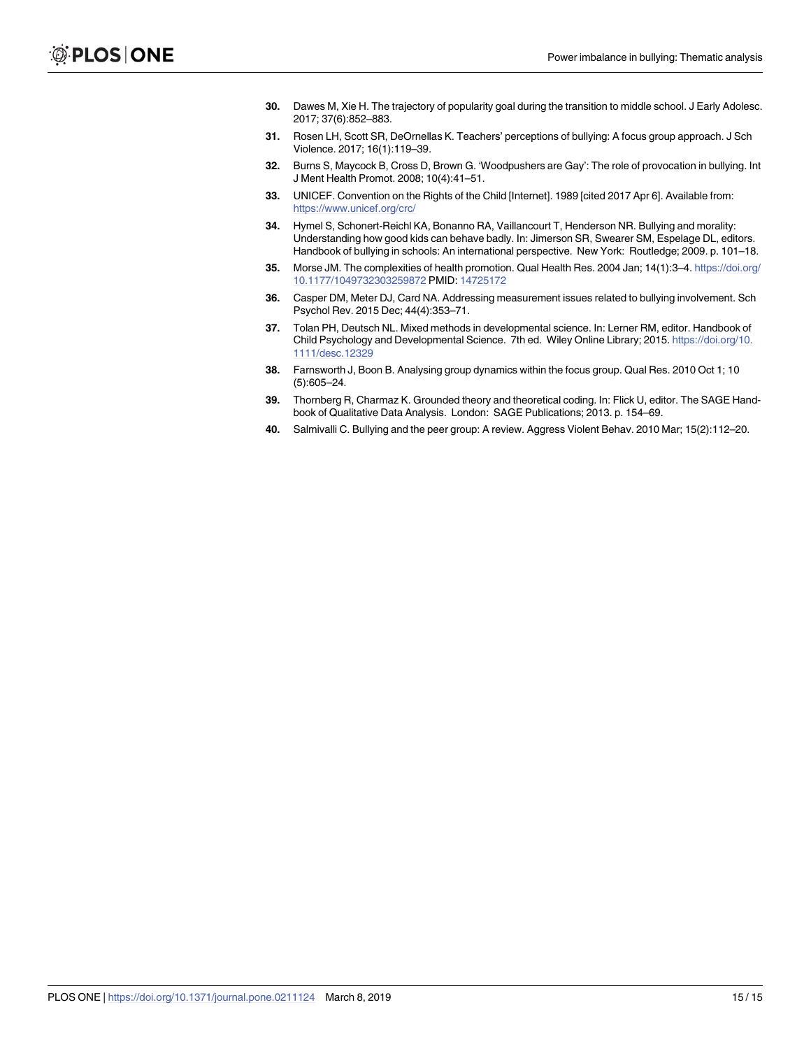30. Dawes M, Xie H. The trajectory of popularity goal during the transition to middle school. J Early Adolesc. 2017; 37(6):852–883.
31. Rosen LH, Scott SR, DeOrnellas K. Teachers' perceptions of bullying: A focus group approach. J Sch Violence. 2017; 16(1):119–39.
32. Burns S, Maycock B, Cross D, Brown G. 'Woodpushers are Gay': The role of provocation in bullying. Int J Ment Health Promot. 2008; 10(4):41–51.
33. UNICEF. Convention on the Rights of the Child [Internet]. 1989 [cited 2017 Apr 6]. Available from: https://www.unicef.org/crc/
34. Hymel S, Schonert-Reichl KA, Bonanno RA, Vaillancourt T, Henderson NR. Bullying and morality: Understanding how good kids can behave badly. In: Jimerson SR, Swearer SM, Espelage DL, editors. Handbook of bullying in schools: An international perspective. New York: Routledge; 2009. p. 101–18.
35. Morse JM. The complexities of health promotion. Qual Health Res. 2004 Jan; 14(1):3–4. https://doi.org/10.1177/1049732303259872 PMID: 14725172
36. Casper DM, Meter DJ, Card NA. Addressing measurement issues related to bullying involvement. Sch Psychol Rev. 2015 Dec; 44(4):353–71.
37. Tolan PH, Deutsch NL. Mixed methods in developmental science. In: Lerner RM, editor. Handbook of Child Psychology and Developmental Science. 7th ed. Wiley Online Library; 2015. https://doi.org/10.1111/desc.12329
38. Farnsworth J, Boon B. Analysing group dynamics within the focus group. Qual Res. 2010 Oct 1; 10 (5):605–24.
39. Thornberg R, Charmaz K. Grounded theory and theoretical coding. In: Flick U, editor. The SAGE Handbook of Qualitative Data Analysis. London: SAGE Publications; 2013. p. 154–69.
40. Salmivalli C. Bullying and the peer group: A review. Aggress Violent Behav. 2010 Mar; 15(2):112–20.